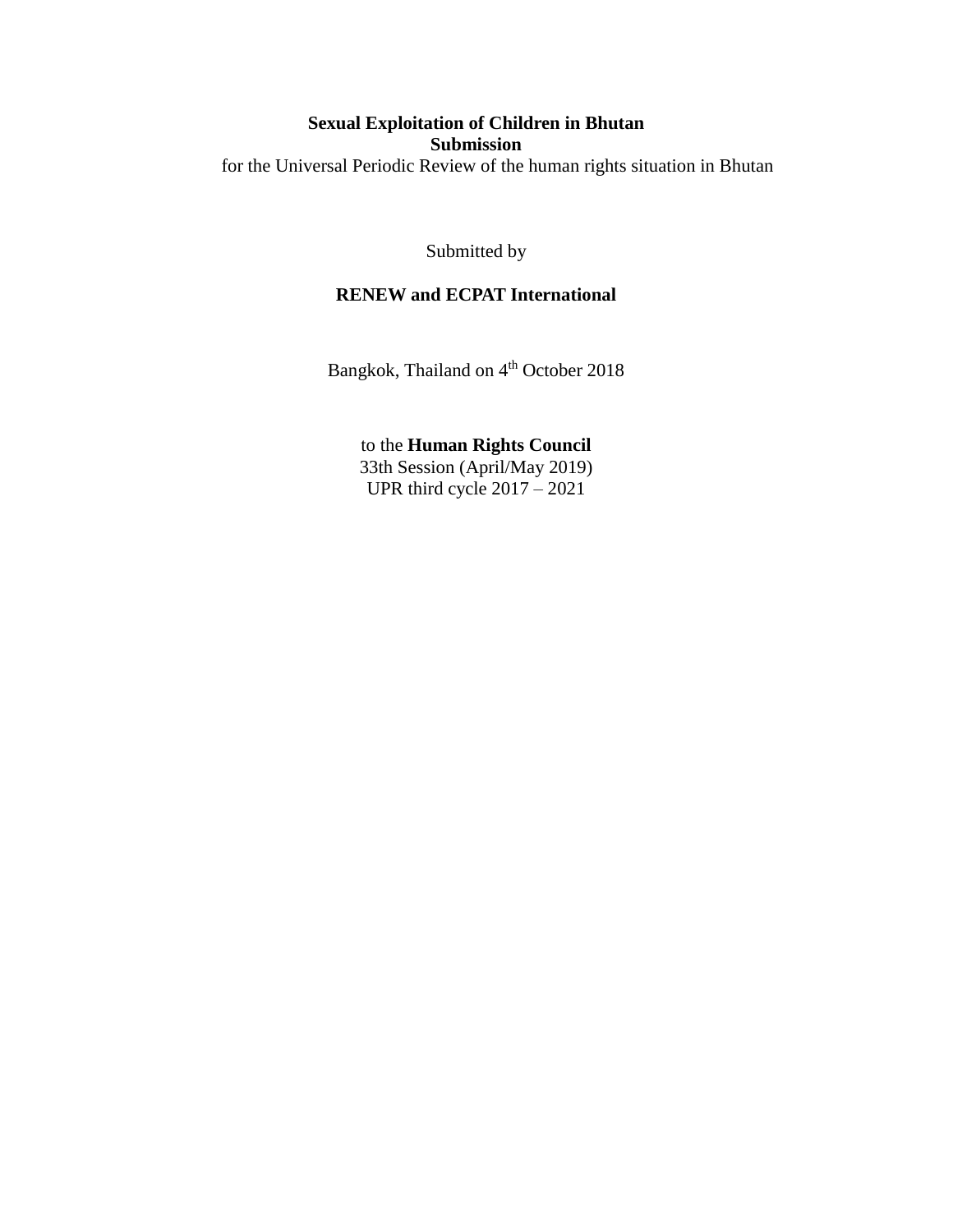**Sexual Exploitation of Children in Bhutan**

**Submission**

for the Universal Periodic Review of the human rights situation in Bhutan

Submitted by

**RENEW and ECPAT International**

Bangkok, Thailand on 4th October 2018

to the **Human Rights Council**

33th Session (April/May 2019)

UPR third cycle 2017 – 2021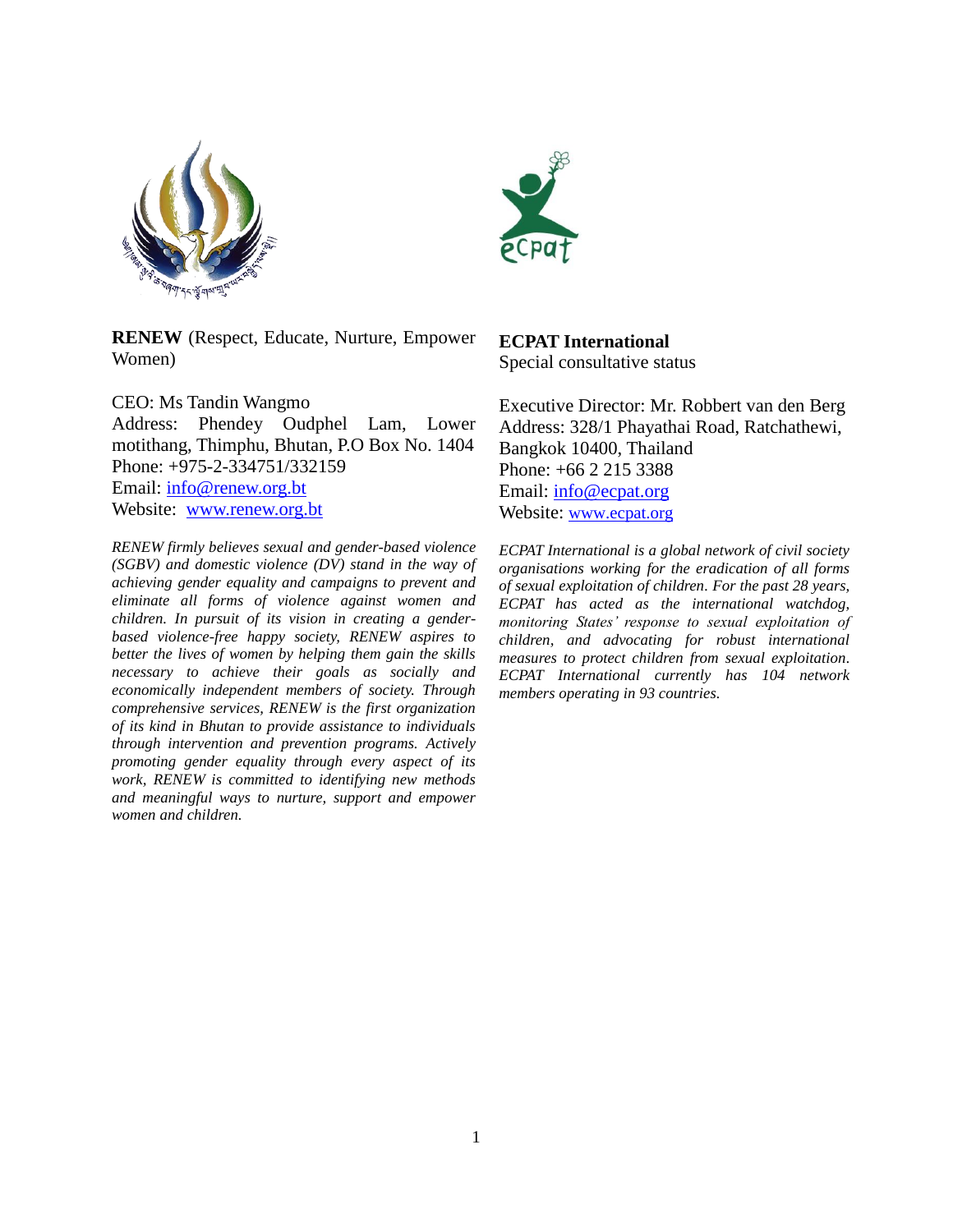**RENEW** (Respect, Educate, Nurture, Empower Women)

CEO: Ms Tandin Wangmo
Address: Phendey Oudphel Lam, Lower motithang, Thimphu, Bhutan, P.O Box No. 1404
Phone: +975-2-334751/332159
Email: info@renew.org.bt
Website: www.renew.org.bt

*RENEW firmly believes sexual and gender-based violence (SGBV) and domestic violence (DV) stand in the way of achieving gender equality and campaigns to prevent and eliminate all forms of violence against women and children. In pursuit of its vision in creating a gender-based violence-free happy society, RENEW aspires to better the lives of women by helping them gain the skills necessary to achieve their goals as socially and economically independent members of society. Through comprehensive services, RENEW is the first organization of its kind in Bhutan to provide assistance to individuals through intervention and prevention programs. Actively promoting gender equality through every aspect of its work, RENEW is committed to identifying new methods and meaningful ways to nurture, support and empower women and children.*

**ECPAT International**
Special consultative status

Executive Director: Mr. Robbert van den Berg
Address: 328/1 Phayathai Road, Ratchathewi, Bangkok 10400, Thailand
Phone: +66 2 215 3388
Email: info@ecpat.org
Website: www.ecpat.org

*ECPAT International is a global network of civil society organisations working for the eradication of all forms of sexual exploitation of children. For the past 28 years, ECPAT has acted as the international watchdog, monitoring States' response to sexual exploitation of children, and advocating for robust international measures to protect children from sexual exploitation. ECPAT International currently has 104 network members operating in 93 countries.*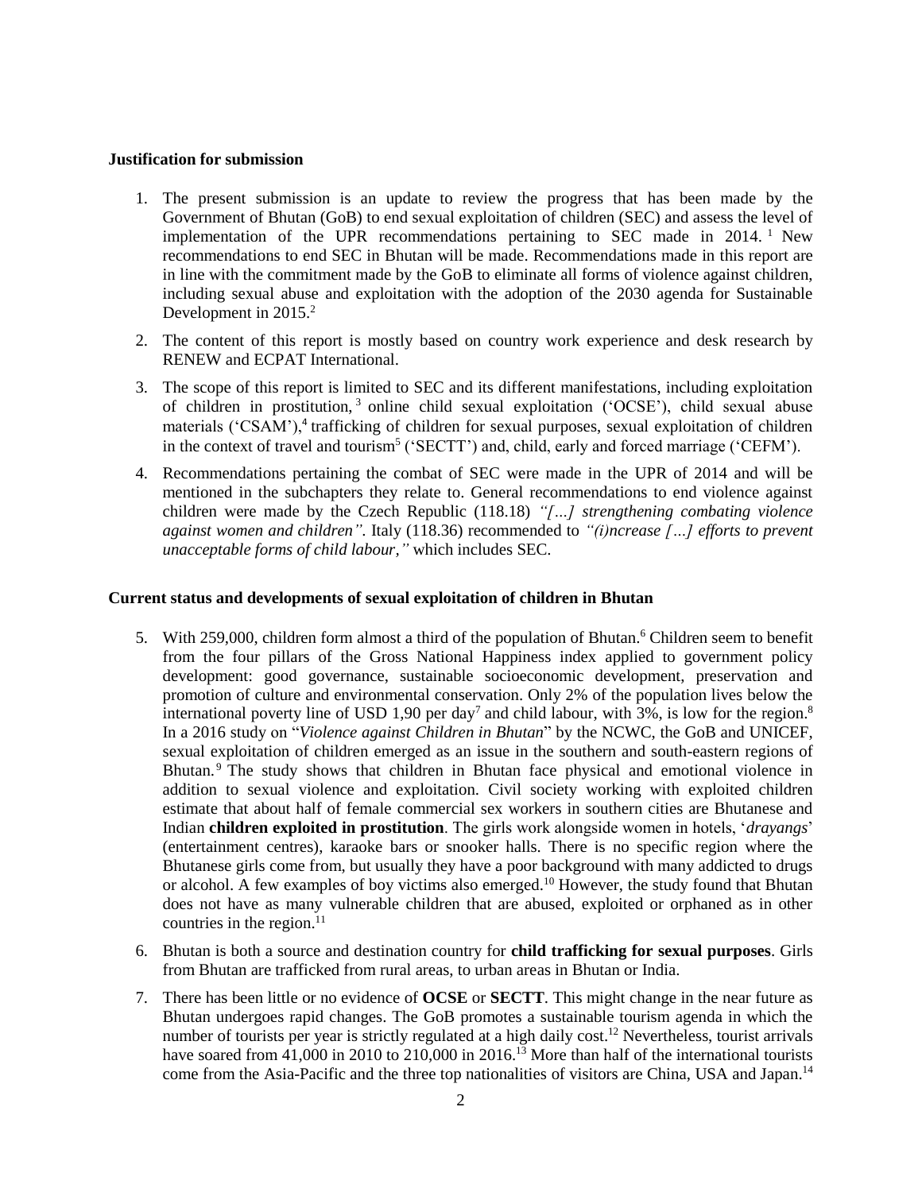**Justification for submission**

1. The present submission is an update to review the progress that has been made by the Government of Bhutan (GoB) to end sexual exploitation of children (SEC) and assess the level of implementation of the UPR recommendations pertaining to SEC made in 2014. [1] New recommendations to end SEC in Bhutan will be made. Recommendations made in this report are in line with the commitment made by the GoB to eliminate all forms of violence against children, including sexual abuse and exploitation with the adoption of the 2030 agenda for Sustainable Development in 2015.[2]

2. The content of this report is mostly based on country work experience and desk research by RENEW and ECPAT International.

3. The scope of this report is limited to SEC and its different manifestations, including exploitation of children in prostitution, [3] online child sexual exploitation ('OCSE'), child sexual abuse materials ('CSAM'),[4] trafficking of children for sexual purposes, sexual exploitation of children in the context of travel and tourism[5] ('SECTT') and, child, early and forced marriage ('CEFM').

4. Recommendations pertaining the combat of SEC were made in the UPR of 2014 and will be mentioned in the subchapters they relate to. General recommendations to end violence against children were made by the Czech Republic (118.18) *"[…] strengthening combating violence against women and children".* Italy (118.36) recommended to *"(i)ncrease […] efforts to prevent unacceptable forms of child labour,"* which includes SEC.

**Current status and developments of sexual exploitation of children in Bhutan**

5. With 259,000, children form almost a third of the population of Bhutan.[6] Children seem to benefit from the four pillars of the Gross National Happiness index applied to government policy development: good governance, sustainable socioeconomic development, preservation and promotion of culture and environmental conservation. Only 2% of the population lives below the international poverty line of USD 1,90 per day[7] and child labour, with 3%, is low for the region.[8] In a 2016 study on "*Violence against Children in Bhutan*" by the NCWC, the GoB and UNICEF, sexual exploitation of children emerged as an issue in the southern and south-eastern regions of Bhutan.[9] The study shows that children in Bhutan face physical and emotional violence in addition to sexual violence and exploitation. Civil society working with exploited children estimate that about half of female commercial sex workers in southern cities are Bhutanese and Indian **children exploited in prostitution**. The girls work alongside women in hotels, '*drayangs*' (entertainment centres), karaoke bars or snooker halls. There is no specific region where the Bhutanese girls come from, but usually they have a poor background with many addicted to drugs or alcohol. A few examples of boy victims also emerged.[10] However, the study found that Bhutan does not have as many vulnerable children that are abused, exploited or orphaned as in other countries in the region.[11]

6. Bhutan is both a source and destination country for **child trafficking for sexual purposes**. Girls from Bhutan are trafficked from rural areas, to urban areas in Bhutan or India.

7. There has been little or no evidence of **OCSE** or **SECTT**. This might change in the near future as Bhutan undergoes rapid changes. The GoB promotes a sustainable tourism agenda in which the number of tourists per year is strictly regulated at a high daily cost.[12] Nevertheless, tourist arrivals have soared from 41,000 in 2010 to 210,000 in 2016.[13] More than half of the international tourists come from the Asia-Pacific and the three top nationalities of visitors are China, USA and Japan.[14]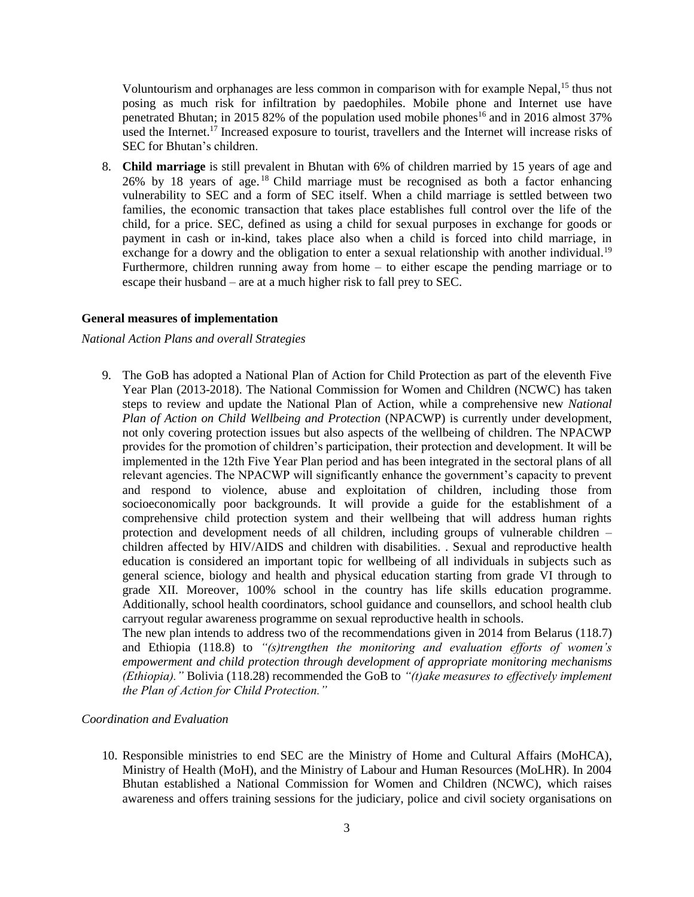Voluntourism and orphanages are less common in comparison with for example Nepal,[15] thus not posing as much risk for infiltration by paedophiles. Mobile phone and Internet use have penetrated Bhutan; in 2015 82% of the population used mobile phones[16] and in 2016 almost 37% used the Internet.[17] Increased exposure to tourist, travellers and the Internet will increase risks of SEC for Bhutan's children.

8. **Child marriage** is still prevalent in Bhutan with 6% of children married by 15 years of age and 26% by 18 years of age.[18] Child marriage must be recognised as both a factor enhancing vulnerability to SEC and a form of SEC itself. When a child marriage is settled between two families, the economic transaction that takes place establishes full control over the life of the child, for a price. SEC, defined as using a child for sexual purposes in exchange for goods or payment in cash or in-kind, takes place also when a child is forced into child marriage, in exchange for a dowry and the obligation to enter a sexual relationship with another individual.[19] Furthermore, children running away from home – to either escape the pending marriage or to escape their husband – are at a much higher risk to fall prey to SEC.

**General measures of implementation**

*National Action Plans and overall Strategies*

9. The GoB has adopted a National Plan of Action for Child Protection as part of the eleventh Five Year Plan (2013-2018). The National Commission for Women and Children (NCWC) has taken steps to review and update the National Plan of Action, while a comprehensive new *National Plan of Action on Child Wellbeing and Protection* (NPACWP) is currently under development, not only covering protection issues but also aspects of the wellbeing of children. The NPACWP provides for the promotion of children's participation, their protection and development. It will be implemented in the 12th Five Year Plan period and has been integrated in the sectoral plans of all relevant agencies. The NPACWP will significantly enhance the government's capacity to prevent and respond to violence, abuse and exploitation of children, including those from socioeconomically poor backgrounds. It will provide a guide for the establishment of a comprehensive child protection system and their wellbeing that will address human rights protection and development needs of all children, including groups of vulnerable children – children affected by HIV/AIDS and children with disabilities. . Sexual and reproductive health education is considered an important topic for wellbeing of all individuals in subjects such as general science, biology and health and physical education starting from grade VI through to grade XII. Moreover, 100% school in the country has life skills education programme. Additionally, school health coordinators, school guidance and counsellors, and school health club carryout regular awareness programme on sexual reproductive health in schools.
The new plan intends to address two of the recommendations given in 2014 from Belarus (118.7) and Ethiopia (118.8) to *"(s)trengthen the monitoring and evaluation efforts of women's empowerment and child protection through development of appropriate monitoring mechanisms (Ethiopia)."* Bolivia (118.28) recommended the GoB to *"(t)ake measures to effectively implement the Plan of Action for Child Protection."*

*Coordination and Evaluation*

10. Responsible ministries to end SEC are the Ministry of Home and Cultural Affairs (MoHCA), Ministry of Health (MoH), and the Ministry of Labour and Human Resources (MoLHR). In 2004 Bhutan established a National Commission for Women and Children (NCWC), which raises awareness and offers training sessions for the judiciary, police and civil society organisations on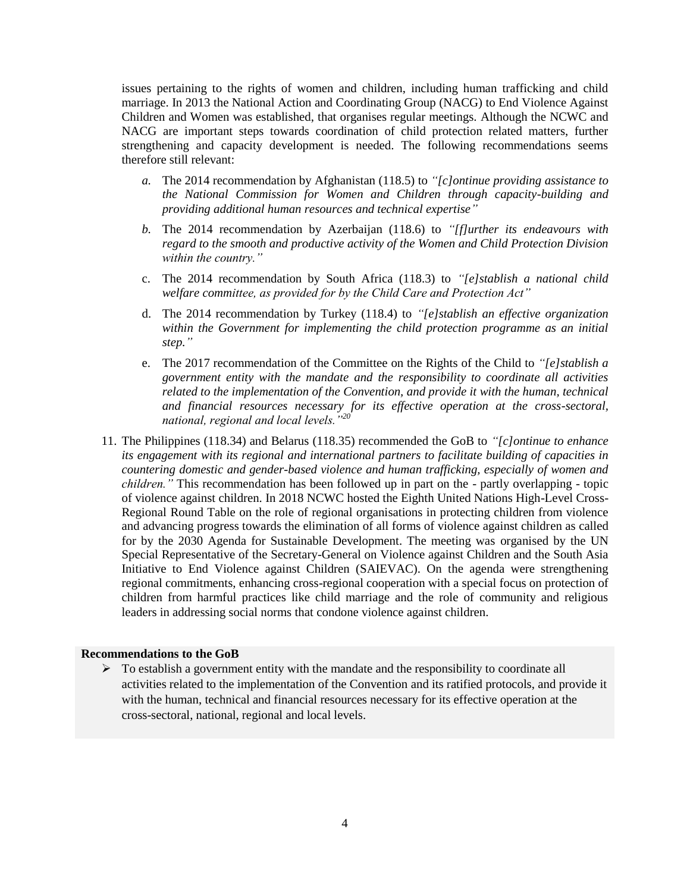issues pertaining to the rights of women and children, including human trafficking and child marriage. In 2013 the National Action and Coordinating Group (NACG) to End Violence Against Children and Women was established, that organises regular meetings. Although the NCWC and NACG are important steps towards coordination of child protection related matters, further strengthening and capacity development is needed. The following recommendations seems therefore still relevant:

*a.* The 2014 recommendation by Afghanistan (118.5) to *"[c]ontinue providing assistance to the National Commission for Women and Children through capacity-building and providing additional human resources and technical expertise"*

*b.* The 2014 recommendation by Azerbaijan (118.6) to *"[f]urther its endeavours with regard to the smooth and productive activity of the Women and Child Protection Division within the country."*

c. The 2014 recommendation by South Africa (118.3) to *"[e]stablish a national child welfare committee, as provided for by the Child Care and Protection Act"*

d. The 2014 recommendation by Turkey (118.4) to *"[e]stablish an effective organization within the Government for implementing the child protection programme as an initial step."*

e. The 2017 recommendation of the Committee on the Rights of the Child to *"[e]stablish a government entity with the mandate and the responsibility to coordinate all activities related to the implementation of the Convention, and provide it with the human, technical and financial resources necessary for its effective operation at the cross-sectoral, national, regional and local levels."*[20]

11. The Philippines (118.34) and Belarus (118.35) recommended the GoB to *"[c]ontinue to enhance its engagement with its regional and international partners to facilitate building of capacities in countering domestic and gender-based violence and human trafficking, especially of women and children."* This recommendation has been followed up in part on the - partly overlapping - topic of violence against children. In 2018 NCWC hosted the Eighth United Nations High-Level Cross-Regional Round Table on the role of regional organisations in protecting children from violence and advancing progress towards the elimination of all forms of violence against children as called for by the 2030 Agenda for Sustainable Development. The meeting was organised by the UN Special Representative of the Secretary-General on Violence against Children and the South Asia Initiative to End Violence against Children (SAIEVAC). On the agenda were strengthening regional commitments, enhancing cross-regional cooperation with a special focus on protection of children from harmful practices like child marriage and the role of community and religious leaders in addressing social norms that condone violence against children.

**Recommendations to the GoB**

- To establish a government entity with the mandate and the responsibility to coordinate all activities related to the implementation of the Convention and its ratified protocols, and provide it with the human, technical and financial resources necessary for its effective operation at the cross-sectoral, national, regional and local levels.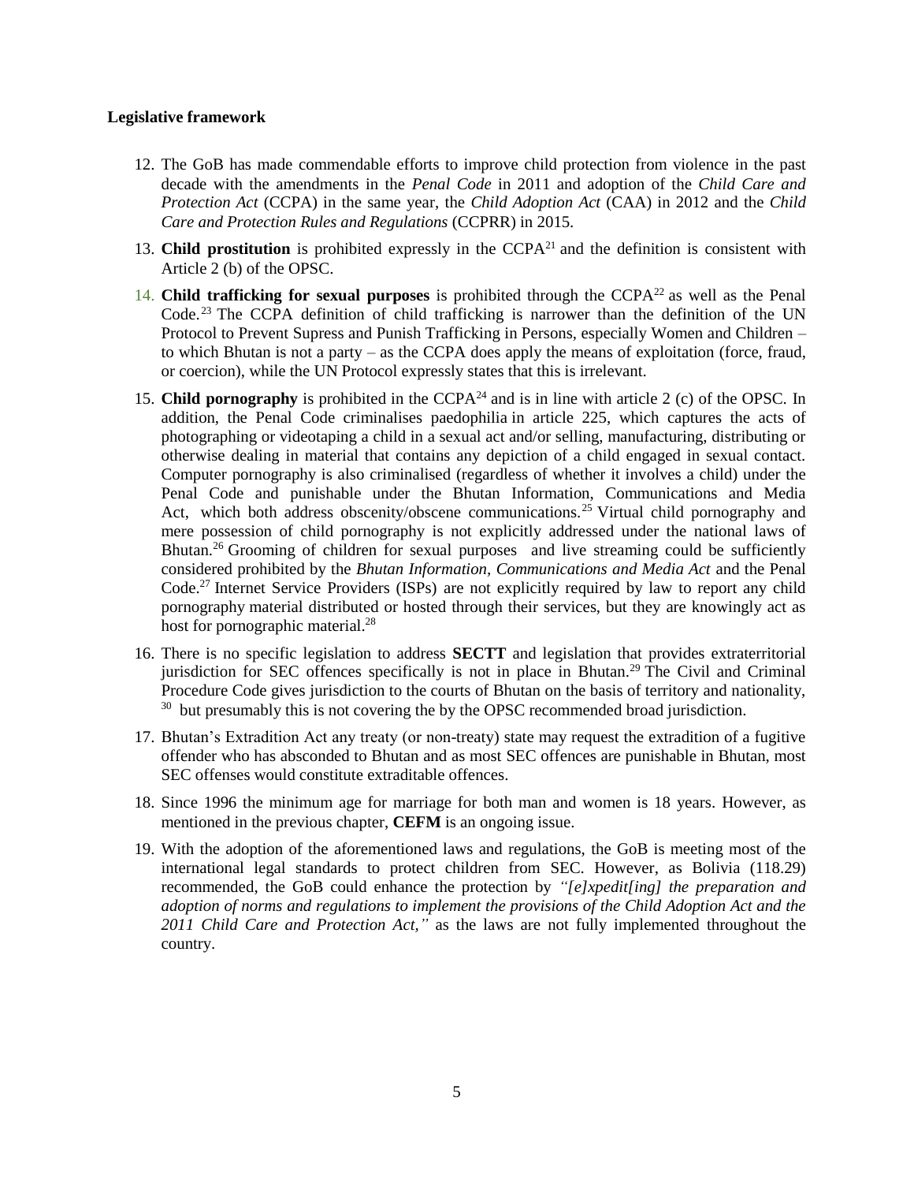**Legislative framework**

12. The GoB has made commendable efforts to improve child protection from violence in the past decade with the amendments in the *Penal Code* in 2011 and adoption of the *Child Care and Protection Act* (CCPA) in the same year, the *Child Adoption Act* (CAA) in 2012 and the *Child Care and Protection Rules and Regulations* (CCPRR) in 2015.

13. **Child prostitution** is prohibited expressly in the CCPA[21] and the definition is consistent with Article 2 (b) of the OPSC.

14. **Child trafficking for sexual purposes** is prohibited through the CCPA[22] as well as the Penal Code.[23] The CCPA definition of child trafficking is narrower than the definition of the UN Protocol to Prevent Supress and Punish Trafficking in Persons, especially Women and Children – to which Bhutan is not a party – as the CCPA does apply the means of exploitation (force, fraud, or coercion), while the UN Protocol expressly states that this is irrelevant.

15. **Child pornography** is prohibited in the CCPA[24] and is in line with article 2 (c) of the OPSC. In addition, the Penal Code criminalises paedophilia in article 225, which captures the acts of photographing or videotaping a child in a sexual act and/or selling, manufacturing, distributing or otherwise dealing in material that contains any depiction of a child engaged in sexual contact. Computer pornography is also criminalised (regardless of whether it involves a child) under the Penal Code and punishable under the Bhutan Information, Communications and Media Act, which both address obscenity/obscene communications.[25] Virtual child pornography and mere possession of child pornography is not explicitly addressed under the national laws of Bhutan.[26] Grooming of children for sexual purposes and live streaming could be sufficiently considered prohibited by the *Bhutan Information, Communications and Media Act* and the Penal Code.[27] Internet Service Providers (ISPs) are not explicitly required by law to report any child pornography material distributed or hosted through their services, but they are knowingly act as host for pornographic material.[28]

16. There is no specific legislation to address **SECTT** and legislation that provides extraterritorial jurisdiction for SEC offences specifically is not in place in Bhutan.[29] The Civil and Criminal Procedure Code gives jurisdiction to the courts of Bhutan on the basis of territory and nationality, [30] but presumably this is not covering the by the OPSC recommended broad jurisdiction.

17. Bhutan's Extradition Act any treaty (or non-treaty) state may request the extradition of a fugitive offender who has absconded to Bhutan and as most SEC offences are punishable in Bhutan, most SEC offenses would constitute extraditable offences.

18. Since 1996 the minimum age for marriage for both man and women is 18 years. However, as mentioned in the previous chapter, **CEFM** is an ongoing issue.

19. With the adoption of the aforementioned laws and regulations, the GoB is meeting most of the international legal standards to protect children from SEC. However, as Bolivia (118.29) recommended, the GoB could enhance the protection by *"[e]xpedit[ing] the preparation and adoption of norms and regulations to implement the provisions of the Child Adoption Act and the 2011 Child Care and Protection Act,"* as the laws are not fully implemented throughout the country.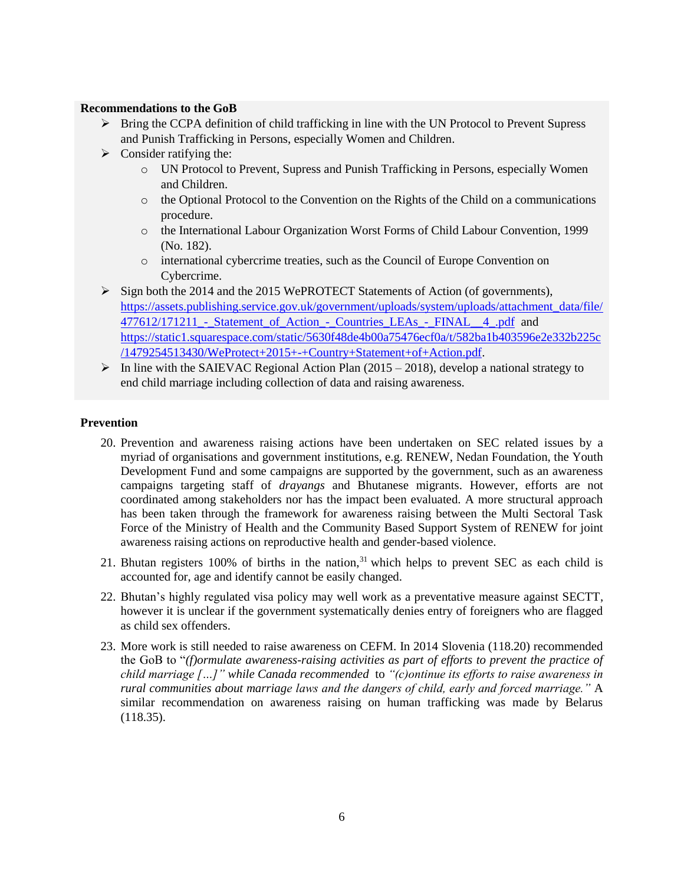**Recommendations to the GoB**

- Bring the CCPA definition of child trafficking in line with the UN Protocol to Prevent Supress and Punish Trafficking in Persons, especially Women and Children.
- Consider ratifying the:
  - UN Protocol to Prevent, Supress and Punish Trafficking in Persons, especially Women and Children.
  - the Optional Protocol to the Convention on the Rights of the Child on a communications procedure.
  - the International Labour Organization Worst Forms of Child Labour Convention, 1999 (No. 182).
  - international cybercrime treaties, such as the Council of Europe Convention on Cybercrime.
- Sign both the 2014 and the 2015 WePROTECT Statements of Action (of governments), https://assets.publishing.service.gov.uk/government/uploads/system/uploads/attachment_data/file/477612/171211_-_Statement_of_Action_-_Countries_LEAs_-_FINAL__4_.pdf and https://static1.squarespace.com/static/5630f48de4b00a75476ecf0a/t/582ba1b403596e2e332b225c/1479254513430/WeProtect+2015+-+Country+Statement+of+Action.pdf.
- In line with the SAIEVAC Regional Action Plan (2015 – 2018), develop a national strategy to end child marriage including collection of data and raising awareness.

**Prevention**

20. Prevention and awareness raising actions have been undertaken on SEC related issues by a myriad of organisations and government institutions, e.g. RENEW, Nedan Foundation, the Youth Development Fund and some campaigns are supported by the government, such as an awareness campaigns targeting staff of *drayangs* and Bhutanese migrants. However, efforts are not coordinated among stakeholders nor has the impact been evaluated. A more structural approach has been taken through the framework for awareness raising between the Multi Sectoral Task Force of the Ministry of Health and the Community Based Support System of RENEW for joint awareness raising actions on reproductive health and gender-based violence.

21. Bhutan registers 100% of births in the nation,[31] which helps to prevent SEC as each child is accounted for, age and identify cannot be easily changed.

22. Bhutan's highly regulated visa policy may well work as a preventative measure against SECTT, however it is unclear if the government systematically denies entry of foreigners who are flagged as child sex offenders.

23. More work is still needed to raise awareness on CEFM. In 2014 Slovenia (118.20) recommended the GoB to "*(f)ormulate awareness-raising activities as part of efforts to prevent the practice of child marriage […]" while Canada recommended* to *"(c)ontinue its efforts to raise awareness in rural communities about marriage laws and the dangers of child, early and forced marriage."* A similar recommendation on awareness raising on human trafficking was made by Belarus (118.35).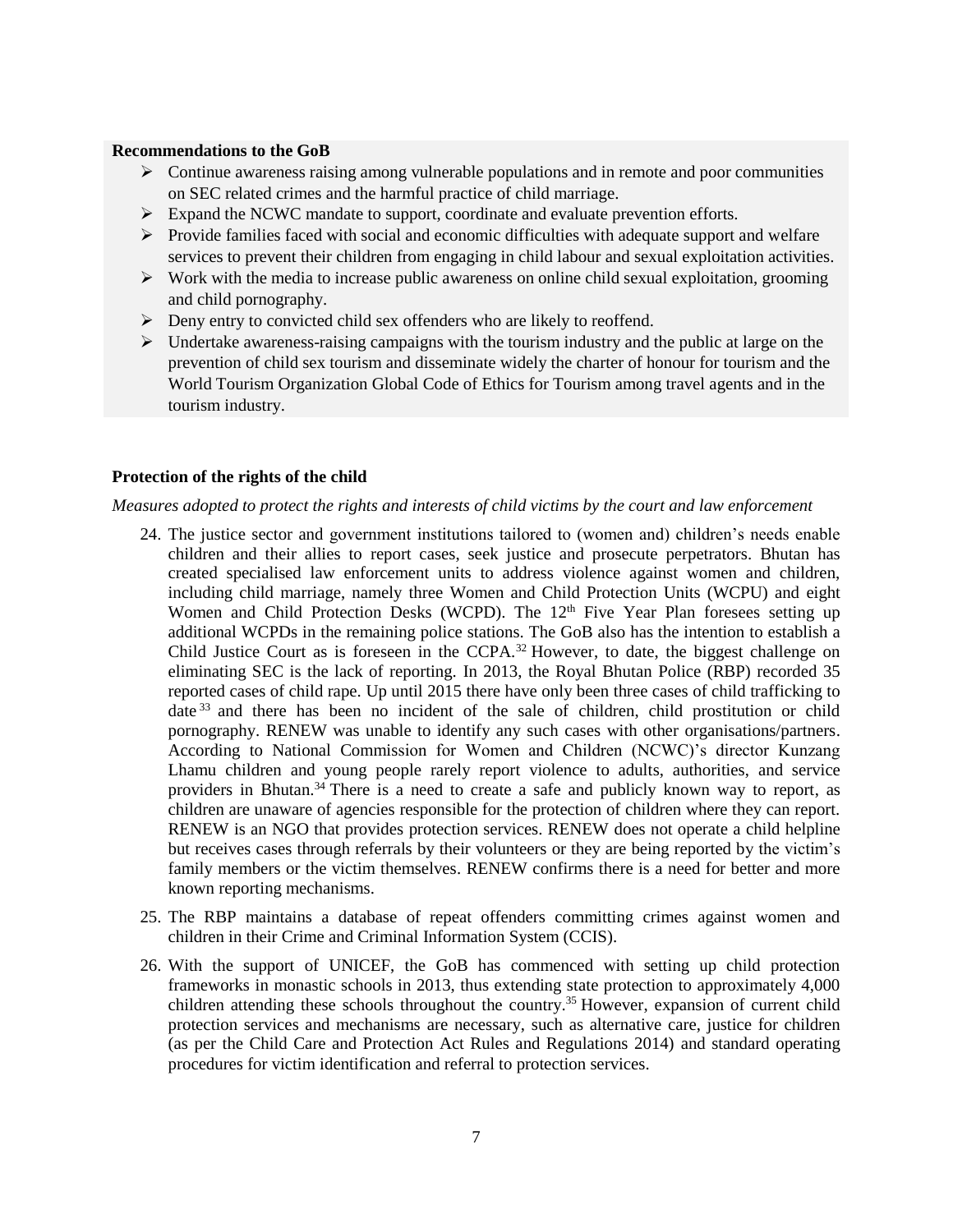**Recommendations to the GoB**

- Continue awareness raising among vulnerable populations and in remote and poor communities on SEC related crimes and the harmful practice of child marriage.
- Expand the NCWC mandate to support, coordinate and evaluate prevention efforts.
- Provide families faced with social and economic difficulties with adequate support and welfare services to prevent their children from engaging in child labour and sexual exploitation activities.
- Work with the media to increase public awareness on online child sexual exploitation, grooming and child pornography.
- Deny entry to convicted child sex offenders who are likely to reoffend.
- Undertake awareness-raising campaigns with the tourism industry and the public at large on the prevention of child sex tourism and disseminate widely the charter of honour for tourism and the World Tourism Organization Global Code of Ethics for Tourism among travel agents and in the tourism industry.

**Protection of the rights of the child**

*Measures adopted to protect the rights and interests of child victims by the court and law enforcement*

24. The justice sector and government institutions tailored to (women and) children's needs enable children and their allies to report cases, seek justice and prosecute perpetrators. Bhutan has created specialised law enforcement units to address violence against women and children, including child marriage, namely three Women and Child Protection Units (WCPU) and eight Women and Child Protection Desks (WCPD). The 12th Five Year Plan foresees setting up additional WCPDs in the remaining police stations. The GoB also has the intention to establish a Child Justice Court as is foreseen in the CCPA.[32] However, to date, the biggest challenge on eliminating SEC is the lack of reporting. In 2013, the Royal Bhutan Police (RBP) recorded 35 reported cases of child rape. Up until 2015 there have only been three cases of child trafficking to date[33] and there has been no incident of the sale of children, child prostitution or child pornography. RENEW was unable to identify any such cases with other organisations/partners. According to National Commission for Women and Children (NCWC)'s director Kunzang Lhamu children and young people rarely report violence to adults, authorities, and service providers in Bhutan.[34] There is a need to create a safe and publicly known way to report, as children are unaware of agencies responsible for the protection of children where they can report. RENEW is an NGO that provides protection services. RENEW does not operate a child helpline but receives cases through referrals by their volunteers or they are being reported by the victim's family members or the victim themselves. RENEW confirms there is a need for better and more known reporting mechanisms.

25. The RBP maintains a database of repeat offenders committing crimes against women and children in their Crime and Criminal Information System (CCIS).

26. With the support of UNICEF, the GoB has commenced with setting up child protection frameworks in monastic schools in 2013, thus extending state protection to approximately 4,000 children attending these schools throughout the country.[35] However, expansion of current child protection services and mechanisms are necessary, such as alternative care, justice for children (as per the Child Care and Protection Act Rules and Regulations 2014) and standard operating procedures for victim identification and referral to protection services.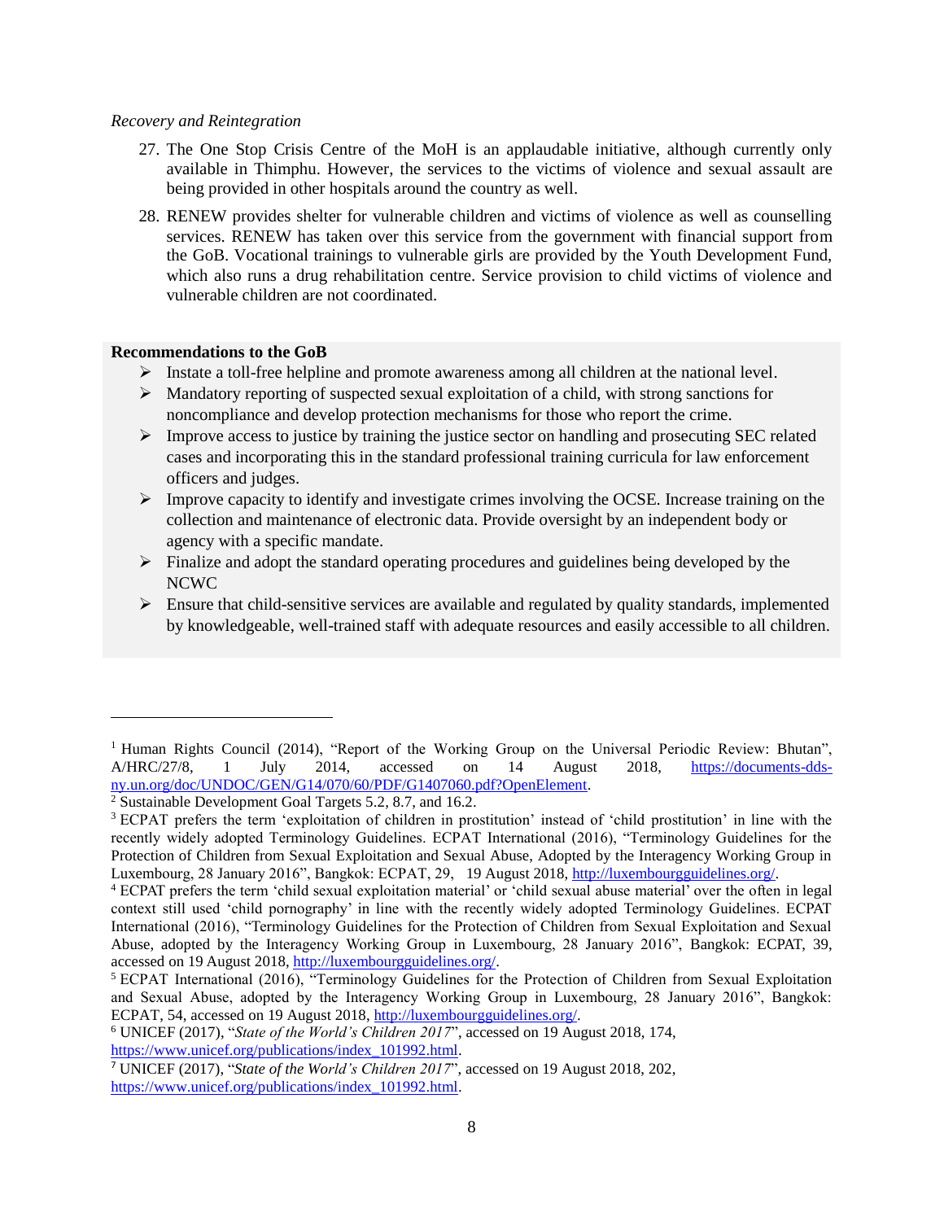*Recovery and Reintegration*

27. The One Stop Crisis Centre of the MoH is an applaudable initiative, although currently only available in Thimphu. However, the services to the victims of violence and sexual assault are being provided in other hospitals around the country as well.

28. RENEW provides shelter for vulnerable children and victims of violence as well as counselling services. RENEW has taken over this service from the government with financial support from the GoB. Vocational trainings to vulnerable girls are provided by the Youth Development Fund, which also runs a drug rehabilitation centre. Service provision to child victims of violence and vulnerable children are not coordinated.

**Recommendations to the GoB**

- Instate a toll-free helpline and promote awareness among all children at the national level.
- Mandatory reporting of suspected sexual exploitation of a child, with strong sanctions for noncompliance and develop protection mechanisms for those who report the crime.
- Improve access to justice by training the justice sector on handling and prosecuting SEC related cases and incorporating this in the standard professional training curricula for law enforcement officers and judges.
- Improve capacity to identify and investigate crimes involving the OCSE. Increase training on the collection and maintenance of electronic data. Provide oversight by an independent body or agency with a specific mandate.
- Finalize and adopt the standard operating procedures and guidelines being developed by the NCWC
- Ensure that child-sensitive services are available and regulated by quality standards, implemented by knowledgeable, well-trained staff with adequate resources and easily accessible to all children.

---

[1] Human Rights Council (2014), "Report of the Working Group on the Universal Periodic Review: Bhutan", A/HRC/27/8, 1 July 2014, accessed on 14 August 2018, https://documents-dds-ny.un.org/doc/UNDOC/GEN/G14/070/60/PDF/G1407060.pdf?OpenElement.

[2] Sustainable Development Goal Targets 5.2, 8.7, and 16.2.

[3] ECPAT prefers the term 'exploitation of children in prostitution' instead of 'child prostitution' in line with the recently widely adopted Terminology Guidelines. ECPAT International (2016), "Terminology Guidelines for the Protection of Children from Sexual Exploitation and Sexual Abuse, Adopted by the Interagency Working Group in Luxembourg, 28 January 2016", Bangkok: ECPAT, 29, 19 August 2018, http://luxembourgguidelines.org/.

[4] ECPAT prefers the term 'child sexual exploitation material' or 'child sexual abuse material' over the often in legal context still used 'child pornography' in line with the recently widely adopted Terminology Guidelines. ECPAT International (2016), "Terminology Guidelines for the Protection of Children from Sexual Exploitation and Sexual Abuse, adopted by the Interagency Working Group in Luxembourg, 28 January 2016", Bangkok: ECPAT, 39, accessed on 19 August 2018, http://luxembourgguidelines.org/.

[5] ECPAT International (2016), "Terminology Guidelines for the Protection of Children from Sexual Exploitation and Sexual Abuse, adopted by the Interagency Working Group in Luxembourg, 28 January 2016", Bangkok: ECPAT, 54, accessed on 19 August 2018, http://luxembourgguidelines.org/.

[6] UNICEF (2017), "*State of the World's Children 2017*", accessed on 19 August 2018, 174, https://www.unicef.org/publications/index_101992.html.

[7] UNICEF (2017), "*State of the World's Children 2017*", accessed on 19 August 2018, 202, https://www.unicef.org/publications/index_101992.html.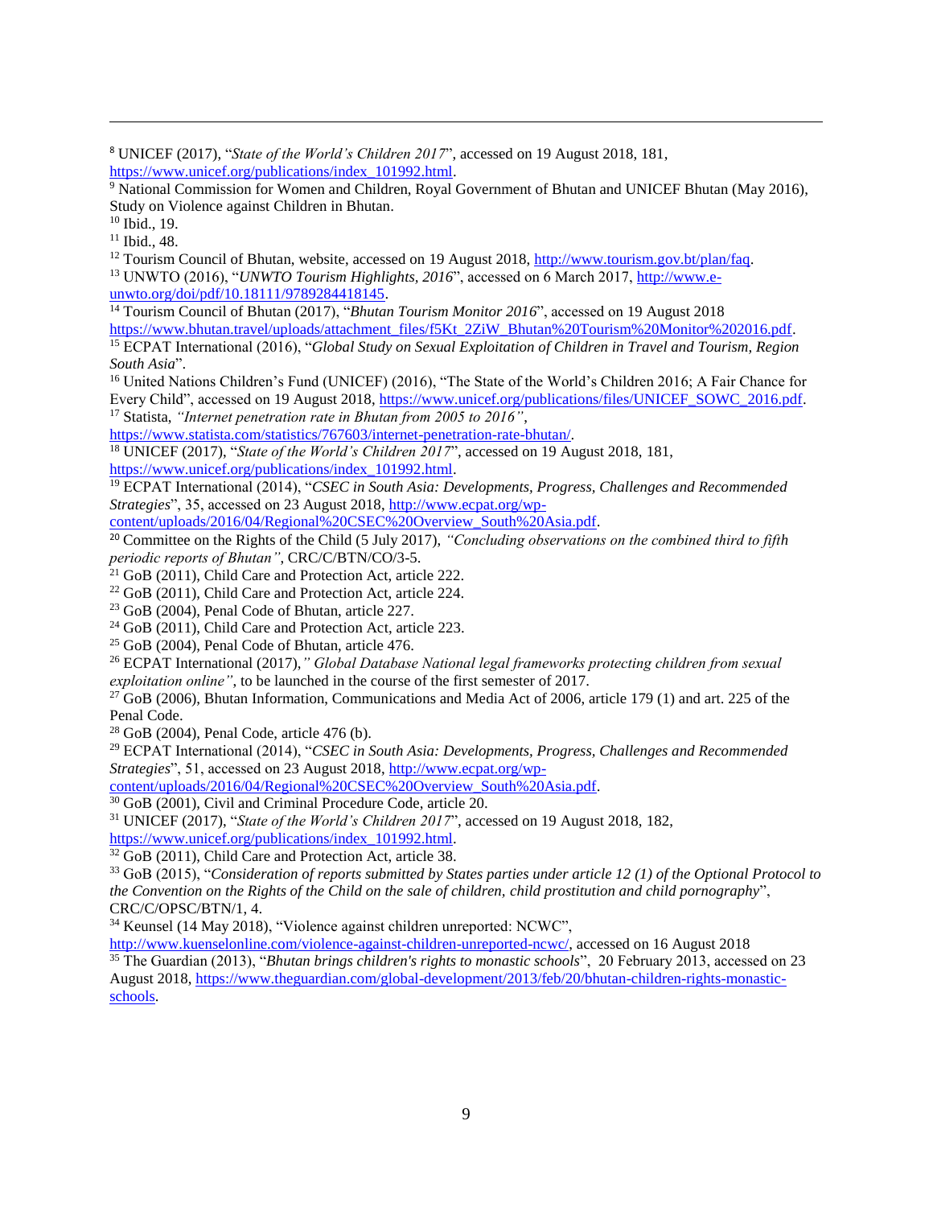[8] UNICEF (2017), "*State of the World's Children 2017*", accessed on 19 August 2018, 181, https://www.unicef.org/publications/index_101992.html.

[9] National Commission for Women and Children, Royal Government of Bhutan and UNICEF Bhutan (May 2016), Study on Violence against Children in Bhutan.

[10] Ibid., 19.

[11] Ibid., 48.

[12] Tourism Council of Bhutan, website, accessed on 19 August 2018, http://www.tourism.gov.bt/plan/faq.

[13] UNWTO (2016), "*UNWTO Tourism Highlights, 2016*", accessed on 6 March 2017, http://www.e-unwto.org/doi/pdf/10.18111/9789284418145.

[14] Tourism Council of Bhutan (2017), "*Bhutan Tourism Monitor 2016*", accessed on 19 August 2018 https://www.bhutan.travel/uploads/attachment_files/f5Kt_2ZiW_Bhutan%20Tourism%20Monitor%202016.pdf.

[15] ECPAT International (2016), "*Global Study on Sexual Exploitation of Children in Travel and Tourism, Region South Asia*".

[16] United Nations Children's Fund (UNICEF) (2016), "The State of the World's Children 2016; A Fair Chance for Every Child", accessed on 19 August 2018, https://www.unicef.org/publications/files/UNICEF_SOWC_2016.pdf.

[17] Statista, *"Internet penetration rate in Bhutan from 2005 to 2016"*, https://www.statista.com/statistics/767603/internet-penetration-rate-bhutan/.

[18] UNICEF (2017), "*State of the World's Children 2017*", accessed on 19 August 2018, 181, https://www.unicef.org/publications/index_101992.html.

[19] ECPAT International (2014), "*CSEC in South Asia: Developments, Progress, Challenges and Recommended Strategies*", 35, accessed on 23 August 2018, http://www.ecpat.org/wp-content/uploads/2016/04/Regional%20CSEC%20Overview_South%20Asia.pdf.

[20] Committee on the Rights of the Child (5 July 2017), *"Concluding observations on the combined third to fifth periodic reports of Bhutan"*, CRC/C/BTN/CO/3-5.

[21] GoB (2011), Child Care and Protection Act, article 222.

[22] GoB (2011), Child Care and Protection Act, article 224.

[23] GoB (2004), Penal Code of Bhutan, article 227.

[24] GoB (2011), Child Care and Protection Act, article 223.

[25] GoB (2004), Penal Code of Bhutan, article 476.

[26] ECPAT International (2017)," *Global Database National legal frameworks protecting children from sexual exploitation online"*, to be launched in the course of the first semester of 2017.

[27] GoB (2006), Bhutan Information, Communications and Media Act of 2006, article 179 (1) and art. 225 of the Penal Code.

[28] GoB (2004), Penal Code, article 476 (b).

[29] ECPAT International (2014), "*CSEC in South Asia: Developments, Progress, Challenges and Recommended Strategies*", 51, accessed on 23 August 2018, http://www.ecpat.org/wp-content/uploads/2016/04/Regional%20CSEC%20Overview_South%20Asia.pdf.

[30] GoB (2001), Civil and Criminal Procedure Code, article 20.

[31] UNICEF (2017), "*State of the World's Children 2017*", accessed on 19 August 2018, 182, https://www.unicef.org/publications/index_101992.html.

[32] GoB (2011), Child Care and Protection Act, article 38.

[33] GoB (2015), "*Consideration of reports submitted by States parties under article 12 (1) of the Optional Protocol to the Convention on the Rights of the Child on the sale of children, child prostitution and child pornography*", CRC/C/OPSC/BTN/1, 4.

[34] Keunsel (14 May 2018), "Violence against children unreported: NCWC", http://www.kuenselonline.com/violence-against-children-unreported-ncwc/, accessed on 16 August 2018

[35] The Guardian (2013), "*Bhutan brings children's rights to monastic schools*", 20 February 2013, accessed on 23 August 2018, https://www.theguardian.com/global-development/2013/feb/20/bhutan-children-rights-monastic-schools.